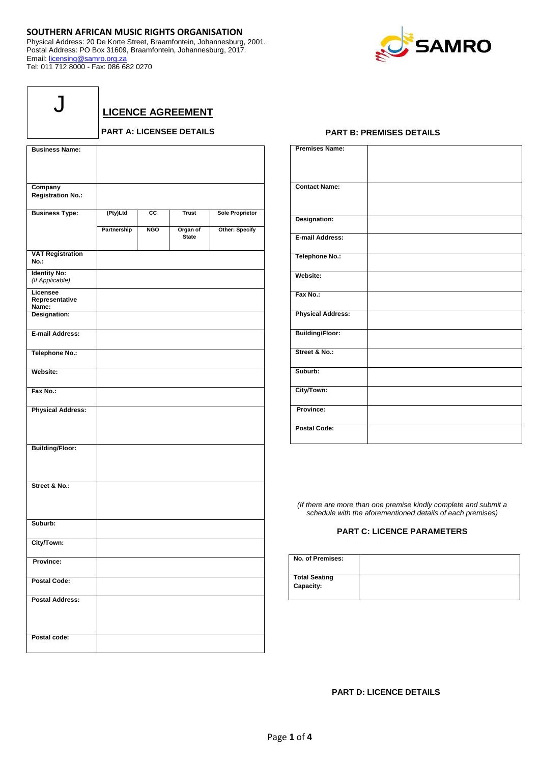**SOUTHERN AFRICAN MUSIC RIGHTS ORGANISATION**
Physical Address: 20 De Korte Street, Braamfontein, Johannesburg, 2001.
Postal Address: PO Box 31609, Braamfontein, Johannesburg, 2017.
Email: licensing@samro.org.za
Tel: 011 712 8000 - Fax: 086 682 0270

SAMRO

J

# LICENCE AGREEMENT

## PART A: LICENSEE DETAILS

| | | | | |
|---|---|---|---|---|
| **Business Name:** | | | | |
| **Company Registration No.:** | | | | |
| **Business Type:** | **(Pty)Ltd** | **CC** | **Trust** | **Sole Proprietor** |
| | **Partnership** | **NGO** | **Organ of State** | **Other: Specify** |
| **VAT Registration No.:** | | | | |
| **Identity No:** *(If Applicable)* | | | | |
| **Licensee Representative Name:** | | | | |
| **Designation:** | | | | |
| **E-mail Address:** | | | | |
| **Telephone No.:** | | | | |
| **Website:** | | | | |
| **Fax No.:** | | | | |
| **Physical Address:** | | | | |
| **Building/Floor:** | | | | |
| **Street & No.:** | | | | |
| **Suburb:** | | | | |
| **City/Town:** | | | | |
| **Province:** | | | | |
| **Postal Code:** | | | | |
| **Postal Address:** | | | | |
| **Postal code:** | | | | |

## PART B: PREMISES DETAILS

| | |
|---|---|
| **Premises Name:** | |
| **Contact Name:** | |
| **Designation:** | |
| **E-mail Address:** | |
| **Telephone No.:** | |
| **Website:** | |
| **Fax No.:** | |
| **Physical Address:** | |
| **Building/Floor:** | |
| **Street & No.:** | |
| **Suburb:** | |
| **City/Town:** | |
| **Province:** | |
| **Postal Code:** | |

*(If there are more than one premise kindly complete and submit a schedule with the aforementioned details of each premises)*

## PART C: LICENCE PARAMETERS

| | |
|---|---|
| **No. of Premises:** | |
| **Total Seating Capacity:** | |

## PART D: LICENCE DETAILS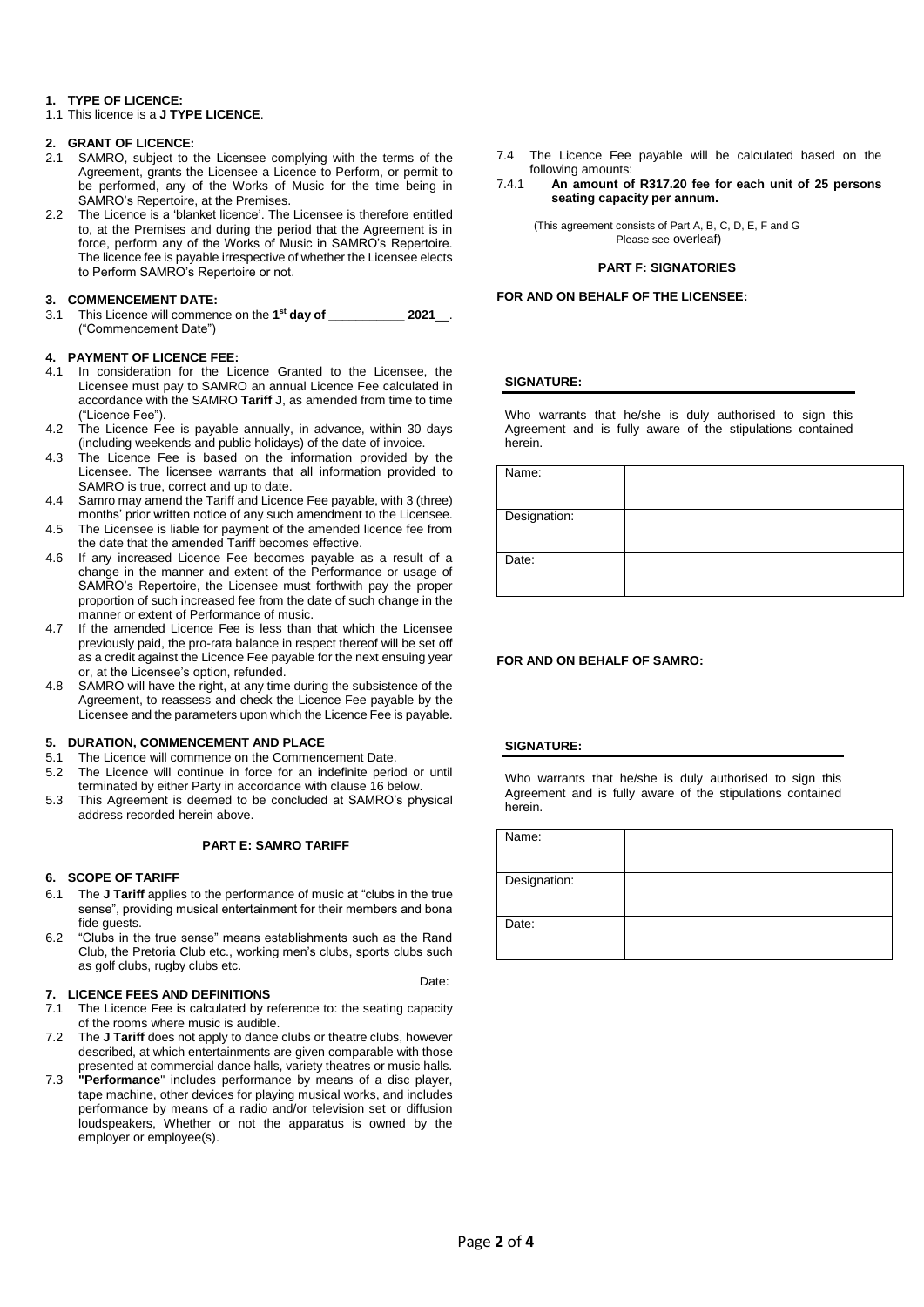## 1. TYPE OF LICENCE:

1.1 This licence is a **J TYPE LICENCE**.

## 2. GRANT OF LICENCE:

2.1 SAMRO, subject to the Licensee complying with the terms of the Agreement, grants the Licensee a Licence to Perform, or permit to be performed, any of the Works of Music for the time being in SAMRO's Repertoire, at the Premises.

2.2 The Licence is a 'blanket licence'. The Licensee is therefore entitled to, at the Premises and during the period that the Agreement is in force, perform any of the Works of Music in SAMRO's Repertoire. The licence fee is payable irrespective of whether the Licensee elects to Perform SAMRO's Repertoire or not.

## 3. COMMENCEMENT DATE:

3.1 This Licence will commence on the **1st day of \_\_\_\_\_\_\_\_\_\_\_ 2021\_\_**. ("Commencement Date")

## 4. PAYMENT OF LICENCE FEE:

4.1 In consideration for the Licence Granted to the Licensee, the Licensee must pay to SAMRO an annual Licence Fee calculated in accordance with the SAMRO **Tariff J**, as amended from time to time ("Licence Fee").

4.2 The Licence Fee is payable annually, in advance, within 30 days (including weekends and public holidays) of the date of invoice.

4.3 The Licence Fee is based on the information provided by the Licensee. The licensee warrants that all information provided to SAMRO is true, correct and up to date.

4.4 Samro may amend the Tariff and Licence Fee payable, with 3 (three) months' prior written notice of any such amendment to the Licensee.

4.5 The Licensee is liable for payment of the amended licence fee from the date that the amended Tariff becomes effective.

4.6 If any increased Licence Fee becomes payable as a result of a change in the manner and extent of the Performance or usage of SAMRO's Repertoire, the Licensee must forthwith pay the proper proportion of such increased fee from the date of such change in the manner or extent of Performance of music.

4.7 If the amended Licence Fee is less than that which the Licensee previously paid, the pro-rata balance in respect thereof will be set off as a credit against the Licence Fee payable for the next ensuing year or, at the Licensee's option, refunded.

4.8 SAMRO will have the right, at any time during the subsistence of the Agreement, to reassess and check the Licence Fee payable by the Licensee and the parameters upon which the Licence Fee is payable.

## 5. DURATION, COMMENCEMENT AND PLACE

5.1 The Licence will commence on the Commencement Date.

5.2 The Licence will continue in force for an indefinite period or until terminated by either Party in accordance with clause 16 below.

5.3 This Agreement is deemed to be concluded at SAMRO's physical address recorded herein above.

## PART E: SAMRO TARIFF

## 6. SCOPE OF TARIFF

6.1 The **J Tariff** applies to the performance of music at "clubs in the true sense", providing musical entertainment for their members and bona fide guests.

6.2 "Clubs in the true sense" means establishments such as the Rand Club, the Pretoria Club etc., working men's clubs, sports clubs such as golf clubs, rugby clubs etc.

Date:

## 7. LICENCE FEES AND DEFINITIONS

7.1 The Licence Fee is calculated by reference to: the seating capacity of the rooms where music is audible.

7.2 The **J Tariff** does not apply to dance clubs or theatre clubs, however described, at which entertainments are given comparable with those presented at commercial dance halls, variety theatres or music halls.

7.3 **"Performance**" includes performance by means of a disc player, tape machine, other devices for playing musical works, and includes performance by means of a radio and/or television set or diffusion loudspeakers, Whether or not the apparatus is owned by the employer or employee(s).

7.4 The Licence Fee payable will be calculated based on the following amounts:

7.4.1 **An amount of R317.20 fee for each unit of 25 persons seating capacity per annum.**

(This agreement consists of Part A, B, C, D, E, F and G Please see overleaf)

## PART F: SIGNATORIES

**FOR AND ON BEHALF OF THE LICENSEE:**

**SIGNATURE:**

Who warrants that he/she is duly authorised to sign this Agreement and is fully aware of the stipulations contained herein.

| Name: | |
|---|---|
| Designation: | |
| Date: | |

**FOR AND ON BEHALF OF SAMRO:**

**SIGNATURE:**

Who warrants that he/she is duly authorised to sign this Agreement and is fully aware of the stipulations contained herein.

| Name: | |
|---|---|
| Designation: | |
| Date: | |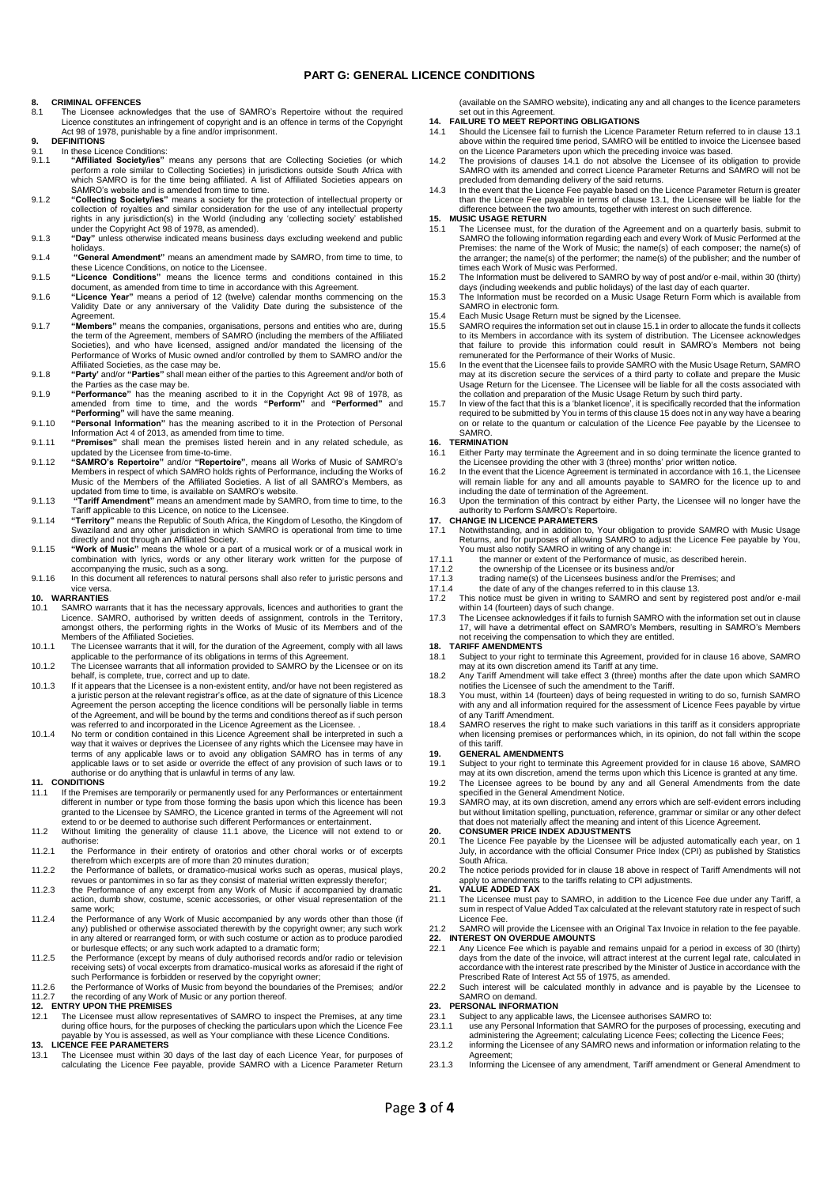# PART G: GENERAL LICENCE CONDITIONS

**8. CRIMINAL OFFENCES**

8.1 The Licensee acknowledges that the use of SAMRO's Repertoire without the required Licence constitutes an infringement of copyright and is an offence in terms of the Copyright Act 98 of 1978, punishable by a fine and/or imprisonment.

**9. DEFINITIONS**

9.1 In these Licence Conditions:

9.1.1 **"Affiliated Society/ies"** means any persons that are Collecting Societies (or which perform a role similar to Collecting Societies) in jurisdictions outside South Africa with which SAMRO is for the time being affiliated. A list of Affiliated Societies appears on SAMRO's website and is amended from time to time.

9.1.2 **"Collecting Society/ies"** means a society for the protection of intellectual property or collection of royalties and similar consideration for the use of any intellectual property rights in any jurisdiction(s) in the World (including any 'collecting society' established under the Copyright Act 98 of 1978, as amended).

9.1.3 **"Day"** unless otherwise indicated means business days excluding weekend and public holidays.

9.1.4 **"General Amendment"** means an amendment made by SAMRO, from time to time, to these Licence Conditions, on notice to the Licensee.

9.1.5 **"Licence Conditions"** means the licence terms and conditions contained in this document, as amended from time to time in accordance with this Agreement.

9.1.6 **"Licence Year"** means a period of 12 (twelve) calendar months commencing on the Validity Date or any anniversary of the Validity Date during the subsistence of the Agreement.

9.1.7 **"Members"** means the companies, organisations, persons and entities who are, during the term of the Agreement, members of SAMRO (including the members of the Affiliated Societies), and who have licensed, assigned and/or mandated the licensing of the Performance of Works of Music owned and/or controlled by them to SAMRO and/or the Affiliated Societies, as the case may be.

9.1.8 **"Party'** and/or **"Parties"** shall mean either of the parties to this Agreement and/or both of the Parties as the case may be.

9.1.9 **"Performance"** has the meaning ascribed to it in the Copyright Act 98 of 1978, as amended from time to time, and the words **"Perform"** and **"Performed"** and **"Performing"** will have the same meaning.

9.1.10 **"Personal Information"** has the meaning ascribed to it in the Protection of Personal Information Act 4 of 2013, as amended from time to time.

9.1.11 **"Premises"** shall mean the premises listed herein and in any related schedule, as updated by the Licensee from time-to-time.

9.1.12 **"SAMRO's Repertoire"** and/or **"Repertoire"**, means all Works of Music of SAMRO's Members in respect of which SAMRO holds rights of Performance, including the Works of Music of the Members of the Affiliated Societies. A list of all SAMRO's Members, as updated from time to time, is available on SAMRO's website.

9.1.13 **"Tariff Amendment"** means an amendment made by SAMRO, from time to time, to the Tariff applicable to this Licence, on notice to the Licensee.

9.1.14 **"Territory"** means the Republic of South Africa, the Kingdom of Lesotho, the Kingdom of Swaziland and any other jurisdiction in which SAMRO is operational from time to time directly and not through an Affiliated Society.

9.1.15 **"Work of Music"** means the whole or a part of a musical work or of a musical work in combination with lyrics, words or any other literary work written for the purpose of accompanying the music, such as a song.

9.1.16 In this document all references to natural persons shall also refer to juristic persons and vice versa.

**10. WARRANTIES**

10.1 SAMRO warrants that it has the necessary approvals, licences and authorities to grant the Licence. SAMRO, authorised by written deeds of assignment, controls in the Territory, amongst others, the performing rights in the Works of Music of its Members and of the Members of the Affiliated Societies.

10.1.1 The Licensee warrants that it will, for the duration of the Agreement, comply with all laws applicable to the performance of its obligations in terms of this Agreement.

10.1.2 The Licensee warrants that all information provided to SAMRO by the Licensee or on its behalf, is complete, true, correct and up to date.

10.1.3 If it appears that the Licensee is a non-existent entity, and/or have not been registered as a juristic person at the relevant registrar's office, as at the date of signature of this Licence Agreement the person accepting the licence conditions will be personally liable in terms of the Agreement, and will be bound by the terms and conditions thereof as if such person was referred to and incorporated in the Licence Agreement as the Licensee. .

10.1.4 No term or condition contained in this Licence Agreement shall be interpreted in such a way that it waives or deprives the Licensee of any rights which the Licensee may have in terms of any applicable laws or to avoid any obligation SAMRO has in terms of any applicable laws or to set aside or override the effect of any provision of such laws or to authorise or do anything that is unlawful in terms of any law.

**11. CONDITIONS**

11.1 If the Premises are temporarily or permanently used for any Performances or entertainment different in number or type from those forming the basis upon which this licence has been granted to the Licensee by SAMRO, the Licence granted in terms of the Agreement will not extend to or be deemed to authorise such different Performances or entertainment.

11.2 Without limiting the generality of clause 11.1 above, the Licence will not extend to or authorise:

11.2.1 the Performance in their entirety of oratorios and other choral works or of excerpts therefrom which excerpts are of more than 20 minutes duration;

11.2.2 the Performance of ballets, or dramatico-musical works such as operas, musical plays, revues or pantomimes in so far as they consist of material written expressly therefor;

11.2.3 the Performance of any excerpt from any Work of Music if accompanied by dramatic action, dumb show, costume, scenic accessories, or other visual representation of the same work;

11.2.4 the Performance of any Work of Music accompanied by any words other than those (if any) published or otherwise associated therewith by the copyright owner; any such work in any altered or rearranged form, or with such costume or action as to produce parodied or burlesque effects; or any such work adapted to a dramatic form;

11.2.5 the Performance (except by means of duly authorised records and/or radio or television receiving sets) of vocal excerpts from dramatico-musical works as aforesaid if the right of such Performance is forbidden or reserved by the copyright owner;

11.2.6 the Performance of Works of Music from beyond the boundaries of the Premises; and/or

11.2.7 the recording of any Work of Music or any portion thereof.

**12. ENTRY UPON THE PREMISES**

12.1 The Licensee must allow representatives of SAMRO to inspect the Premises, at any time during office hours, for the purposes of checking the particulars upon which the Licence Fee payable by You is assessed, as well as Your compliance with these Licence Conditions.

**13. LICENCE FEE PARAMETERS**

13.1 The Licensee must within 30 days of the last day of each Licence Year, for purposes of calculating the Licence Fee payable, provide SAMRO with a Licence Parameter Return (available on the SAMRO website), indicating any and all changes to the licence parameters set out in this Agreement.

**14. FAILURE TO MEET REPORTING OBLIGATIONS**

14.1 Should the Licensee fail to furnish the Licence Parameter Return referred to in clause 13.1 above within the required time period, SAMRO will be entitled to invoice the Licensee based on the Licence Parameters upon which the preceding invoice was based.

14.2 The provisions of clauses 14.1 do not absolve the Licensee of its obligation to provide SAMRO with its amended and correct Licence Parameter Returns and SAMRO will not be precluded from demanding delivery of the said returns.

14.3 In the event that the Licence Fee payable based on the Licence Parameter Return is greater than the Licence Fee payable in terms of clause 13.1, the Licensee will be liable for the difference between the two amounts, together with interest on such difference.

**15. MUSIC USAGE RETURN**

15.1 The Licensee must, for the duration of the Agreement and on a quarterly basis, submit to SAMRO the following information regarding each and every Work of Music Performed at the Premises: the name of the Work of Music; the name(s) of each composer; the name(s) of the arranger; the name(s) of the performer; the name(s) of the publisher; and the number of times each Work of Music was Performed.

15.2 The Information must be delivered to SAMRO by way of post and/or e-mail, within 30 (thirty) days (including weekends and public holidays) of the last day of each quarter.

15.3 The Information must be recorded on a Music Usage Return Form which is available from SAMRO in electronic form.

15.4 Each Music Usage Return must be signed by the Licensee.

15.5 SAMRO requires the information set out in clause 15.1 in order to allocate the funds it collects to its Members in accordance with its system of distribution. The Licensee acknowledges that failure to provide this information could result in SAMRO's Members not being remunerated for the Performance of their Works of Music.

15.6 In the event that the Licensee fails to provide SAMRO with the Music Usage Return, SAMRO may at its discretion secure the services of a third party to collate and prepare the Music Usage Return for the Licensee. The Licensee will be liable for all the costs associated with the collation and preparation of the Music Usage Return by such third party.

15.7 In view of the fact that this is a 'blanket licence', it is specifically recorded that the information required to be submitted by You in terms of this clause 15 does not in any way have a bearing on or relate to the quantum or calculation of the Licence Fee payable by the Licensee to SAMRO.

**16. TERMINATION**

16.1 Either Party may terminate the Agreement and in so doing terminate the licence granted to the Licensee providing the other with 3 (three) months' prior written notice.

16.2 In the event that the Licence Agreement is terminated in accordance with 16.1, the Licensee will remain liable for any and all amounts payable to SAMRO for the licence up to and including the date of termination of the Agreement.

16.3 Upon the termination of this contract by either Party, the Licensee will no longer have the authority to Perform SAMRO's Repertoire.

**17. CHANGE IN LICENCE PARAMETERS**

17.1 Notwithstanding, and in addition to, Your obligation to provide SAMRO with Music Usage Returns, and for purposes of allowing SAMRO to adjust the Licence Fee payable by You, You must also notify SAMRO in writing of any change in:

17.1.1 the manner or extent of the Performance of music, as described herein.

17.1.2 the ownership of the Licensee or its business and/or

17.1.3 trading name(s) of the Licensees business and/or the Premises; and

17.1.4 the date of any of the changes referred to in this clause 13.

17.2 This notice must be given in writing to SAMRO and sent by registered post and/or e-mail within 14 (fourteen) days of such change.

17.3 The Licensee acknowledges if it fails to furnish SAMRO with the information set out in clause 17, will have a detrimental effect on SAMRO's Members, resulting in SAMRO's Members not receiving the compensation to which they are entitled.

**18. TARIFF AMENDMENTS**

18.1 Subject to your right to terminate this Agreement, provided for in clause 16 above, SAMRO may at its own discretion amend its Tariff at any time.

18.2 Any Tariff Amendment will take effect 3 (three) months after the date upon which SAMRO notifies the Licensee of such the amendment to the Tariff.

18.3 You must, within 14 (fourteen) days of being requested in writing to do so, furnish SAMRO with any and all information required for the assessment of Licence Fees payable by virtue of any Tariff Amendment.

18.4 SAMRO reserves the right to make such variations in this tariff as it considers appropriate when licensing premises or performances which, in its opinion, do not fall within the scope of this tariff.

**19. GENERAL AMENDMENTS**

19.1 Subject to your right to terminate this Agreement provided for in clause 16 above, SAMRO may at its own discretion, amend the terms upon which this Licence is granted at any time.

19.2 The Licensee agrees to be bound by any and all General Amendments from the date specified in the General Amendment Notice.

19.3 SAMRO may, at its own discretion, amend any errors which are self-evident errors including but without limitation spelling, punctuation, reference, grammar or similar or any other defect that does not materially affect the meaning and intent of this Licence Agreement.

**20. CONSUMER PRICE INDEX ADJUSTMENTS**

20.1 The Licence Fee payable by the Licensee will be adjusted automatically each year, on 1 July, in accordance with the official Consumer Price Index (CPI) as published by Statistics South Africa.

20.2 The notice periods provided for in clause 18 above in respect of Tariff Amendments will not apply to amendments to the tariffs relating to CPI adjustments.

**21. VALUE ADDED TAX**

21.1 The Licensee must pay to SAMRO, in addition to the Licence Fee due under any Tariff, a sum in respect of Value Added Tax calculated at the relevant statutory rate in respect of such Licence Fee.

21.2 SAMRO will provide the Licensee with an Original Tax Invoice in relation to the fee payable.

**22. INTEREST ON OVERDUE AMOUNTS**

22.1 Any Licence Fee which is payable and remains unpaid for a period in excess of 30 (thirty) days from the date of the invoice, will attract interest at the current legal rate, calculated in accordance with the interest rate prescribed by the Minister of Justice in accordance with the Prescribed Rate of Interest Act 55 of 1975, as amended.

22.2 Such interest will be calculated monthly in advance and is payable by the Licensee to SAMRO on demand.

**23. PERSONAL INFORMATION**

23.1 Subject to any applicable laws, the Licensee authorises SAMRO to:

23.1.1 use any Personal Information that SAMRO for the purposes of processing, executing and administering the Agreement; calculating Licence Fees; collecting the Licence Fees;

23.1.2 informing the Licensee of any SAMRO news and information or information relating to the Agreement;

23.1.3 Informing the Licensee of any amendment, Tariff amendment or General Amendment to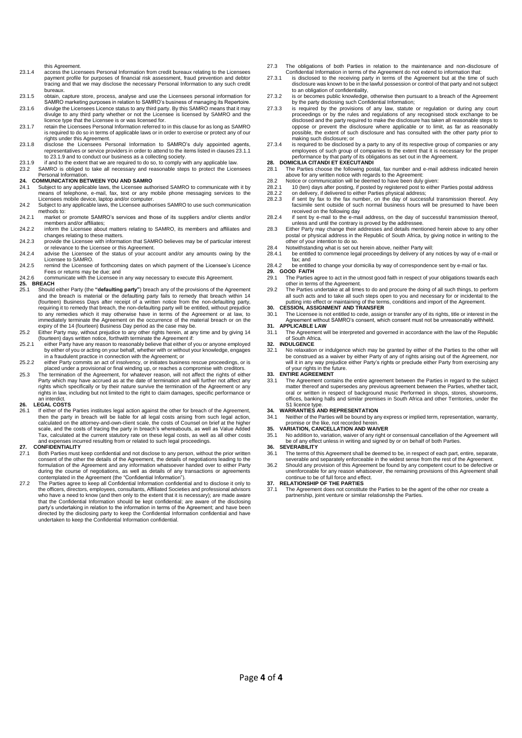this Agreement.

23.1.4 access the Licensees Personal Information from credit bureaux relating to the Licensees payment profile for purposes of financial risk assessment, fraud prevention and debtor tracing and that we may disclose the necessary Personal Information to any such credit bureaux.

23.1.5 obtain, capture store, process, analyse and use the Licensees personal information for SAMRO marketing purposes in relation to SAMRO's business of managing its Repertoire.

23.1.6 divulge the Licensees Licence status to any third party. By this SAMRO means that it may divulge to any third party whether or not the Licensee is licensed by SAMRO and the licence type that the Licensee is or was licensed for.

23.1.7 retain the Licensees Personal Information referred to in this clause for as long as SAMRO is required to do so in terms of applicable laws or in order to exercise or protect any of our rights under this Agreement.

23.1.8 disclose the Licensees Personal Information to SAMRO's duly appointed agents, representatives or service providers in order to attend to the items listed in clauses 23.1.1 to 23.1.9 and to conduct our business as a collecting society.

23.1.9 if and to the extent that we are required to do so, to comply with any applicable law.

23.2 SAMRO is obliged to take all necessary and reasonable steps to protect the Licensees Personal Information.

**24. COMMUNICATION BETWEEN YOU AND SAMRO**

24.1 Subject to any applicable laws, the Licensee authorised SAMRO to communicate with it by means of telephone, e-mail, fax, text or any mobile phone messaging services to the Licensees mobile device, laptop and/or computer.

24.2 Subject to any applicable laws, the Licensee authorises SAMRO to use such communication methods to:

24.2.1 market or promote SAMRO's services and those of its suppliers and/or clients and/or members and/or affiliates;

24.2.2 inform the Licensee about matters relating to SAMRO, its members and affiliates and changes relating to these matters.

24.2.3 provide the Licensee with information that SAMRO believes may be of particular interest or relevance to the Licensee or this Agreement.

24.2.4 advise the Licensee of the status of your account and/or any amounts owing by the Licensee to SAMRO.

24.2.5 remind the Licensee of forthcoming dates on which payment of the Licensee's Licence Fees or returns may be due; and

24.2.6 communicate with the Licensee in any way necessary to execute this Agreement.

**25. BREACH**

25.1 Should either Party (the "**defaulting party**") breach any of the provisions of the Agreement and the breach is material or the defaulting party fails to remedy that breach within 14 (fourteen) Business Days after receipt of a written notice from the non-defaulting party, requiring it to remedy that breach, the non-defaulting party will be entitled, without prejudice to any remedies which it may otherwise have in terms of the Agreement or at law, to immediately terminate the Agreement on the occurrence of the material breach or on the expiry of the 14 (fourteen) Business Day period as the case may be.

25.2 Either Party may, without prejudice to any other rights herein, at any time and by giving 14 (fourteen) days written notice, forthwith terminate the Agreement if:

25.2.1 either Party have any reason to reasonably believe that either of you or anyone employed by either of you or acting on your behalf, whether with or without your knowledge, engages in a fraudulent practice in connection with the Agreement; or

25.2.2 either Party commits an act of insolvency, or initiates business rescue proceedings, or is placed under a provisional or final winding up, or reaches a compromise with creditors.

25.3 The termination of the Agreement, for whatever reason, will not affect the rights of either Party which may have accrued as at the date of termination and will further not affect any rights which specifically or by their nature survive the termination of the Agreement or any rights in law, including but not limited to the right to claim damages, specific performance or an interdict.

**26. LEGAL COSTS**

26.1 If either of the Parties institutes legal action against the other for breach of the Agreement, then the party in breach will be liable for all legal costs arising from such legal action, calculated on the attorney-and-own-client scale, the costs of Counsel on brief at the higher scale, and the costs of tracing the party in breach's whereabouts, as well as Value Added Tax, calculated at the current statutory rate on these legal costs, as well as all other costs and expenses incurred resulting from or related to such legal proceedings.

**27. CONFIDENTIALITY**

27.1 Both Parties must keep confidential and not disclose to any person, without the prior written consent of the other the details of the Agreement, the details of negotiations leading to the formulation of the Agreement and any information whatsoever handed over to either Party during the course of negotiations, as well as details of any transactions or agreements contemplated in the Agreement (the "Confidential Information").

27.2 The Parties agree to keep all Confidential Information confidential and to disclose it only to the officers, directors, employees, consultants, Affiliated Societies and professional advisors who have a need to know (and then only to the extent that it is necessary); are made aware that the Confidential Information should be kept confidential; are aware of the disclosing party's undertaking in relation to the information in terms of the Agreement; and have been directed by the disclosing party to keep the Confidential Information confidential and have undertaken to keep the Confidential Information confidential.

27.3 The obligations of both Parties in relation to the maintenance and non-disclosure of Confidential Information in terms of the Agreement do not extend to information that:

27.3.1 is disclosed to the receiving party in terms of the Agreement but at the time of such disclosure was known to be in the lawful possession or control of that party and not subject to an obligation of confidentiality,

27.3.2 is or becomes public knowledge, otherwise then pursuant to a breach of the Agreement by the party disclosing such Confidential Information;

27.3.3 is required by the provisions of any law, statute or regulation or during any court proceedings or by the rules and regulations of any recognised stock exchange to be disclosed and the party required to make the disclosure has taken all reasonable steps to oppose or prevent the disclosure where applicable or to limit, as far as reasonably possible, the extent of such disclosure and has consulted with the other party prior to making such disclosure; or

27.3.4 is required to be disclosed by a party to any of its respective group of companies or any employees of such group of companies to the extent that it is necessary for the proper performance by that party of its obligations as set out in the Agreement.

**28. DOMICILIA CITANDI ET EXECUTANDI**

28.1 The Parties choose the following postal, fax number and e-mail address indicated herein above for any written notice with regards to the Agreement:

28.2 Notice or communication will be deemed to have been duly given:

28.2.1 10 (ten) days after posting, if posted by registered post to either Parties postal address

28.2.2 on delivery, if delivered to either Parties physical address;

28.2.3 if sent by fax to the fax number, on the day of successful transmission thereof. Any facsimile sent outside of such normal business hours will be presumed to have been received on the following day

28.2.4 if sent by e-mail to the e-mail address, on the day of successful transmission thereof, unless and until the contrary is proved by the addressee.

28.3 Either Party may change their addresses and details mentioned herein above to any other postal or physical address in the Republic of South Africa, by giving notice in writing to the other of your intention to do so.

28.4 Notwithstanding what is set out herein above, neither Party will:

28.4.1 be entitled to commence legal proceedings by delivery of any notices by way of e-mail or fax; and

28.4.2 be entitled to change your domicilia by way of correspondence sent by e-mail or fax.

**29. GOOD FAITH**

29.1 The Parties agree to act in the utmost good faith in respect of your obligations towards each other in terms of the Agreement.

29.2 The Parties undertake at all times to do and procure the doing of all such things, to perform all such acts and to take all such steps open to you and necessary for or incidental to the putting into effect or maintaining of the terms, conditions and import of the Agreement.

**30. CESSION, ASSIGNMENT AND TRANSFER**

30.1 The Licensee is not entitled to cede, assign or transfer any of its rights, title or interest in the Agreement without SAMRO's consent, which consent must not be unreasonably withheld.

**31. APPLICABLE LAW**

31.1 The Agreement will be interpreted and governed in accordance with the law of the Republic of South Africa.

**32. INDULGENCE**

32.1 No relaxation or indulgence which may be granted by either of the Parties to the other will be construed as a waiver by either Party of any of rights arising out of the Agreement, nor will it in any way prejudice either Party's rights or preclude either Party from exercising any of your rights in the future.

**33. ENTIRE AGREEMENT**

33.1 The Agreement contains the entire agreement between the Parties in regard to the subject matter thereof and supersedes any previous agreement between the Parties, whether tacit, oral or written in respect of background music Performed in shops, stores, showrooms, offices, banking halls and similar premises in South Africa and other Territories, under the S1 licence type.

**34. WARRANTIES AND REPRESENTATION**

34.1 Neither of the Parties will be bound by any express or implied term, representation, warranty, promise or the like, not recorded herein.

**35. VARIATION, CANCELLATION AND WAIVER**

35.1 No addition to, variation, waiver of any right or consensual cancellation of the Agreement will be of any effect unless in writing and signed by or on behalf of both Parties.

**36. SEVERABILITY**

36.1 The terms of this Agreement shall be deemed to be, in respect of each part, entire, separate, severable and separately enforceable in the widest sense from the rest of the Agreement.

36.2 Should any provision of this Agreement be found by any competent court to be defective or unenforceable for any reason whatsoever, the remaining provisions of this Agreement shall continue to be of full force and effect.

**37. RELATIONSHIP OF THE PARTIES**

37.1 The Agreement does not constitute the Parties to be the agent of the other nor create a partnership, joint venture or similar relationship the Parties.